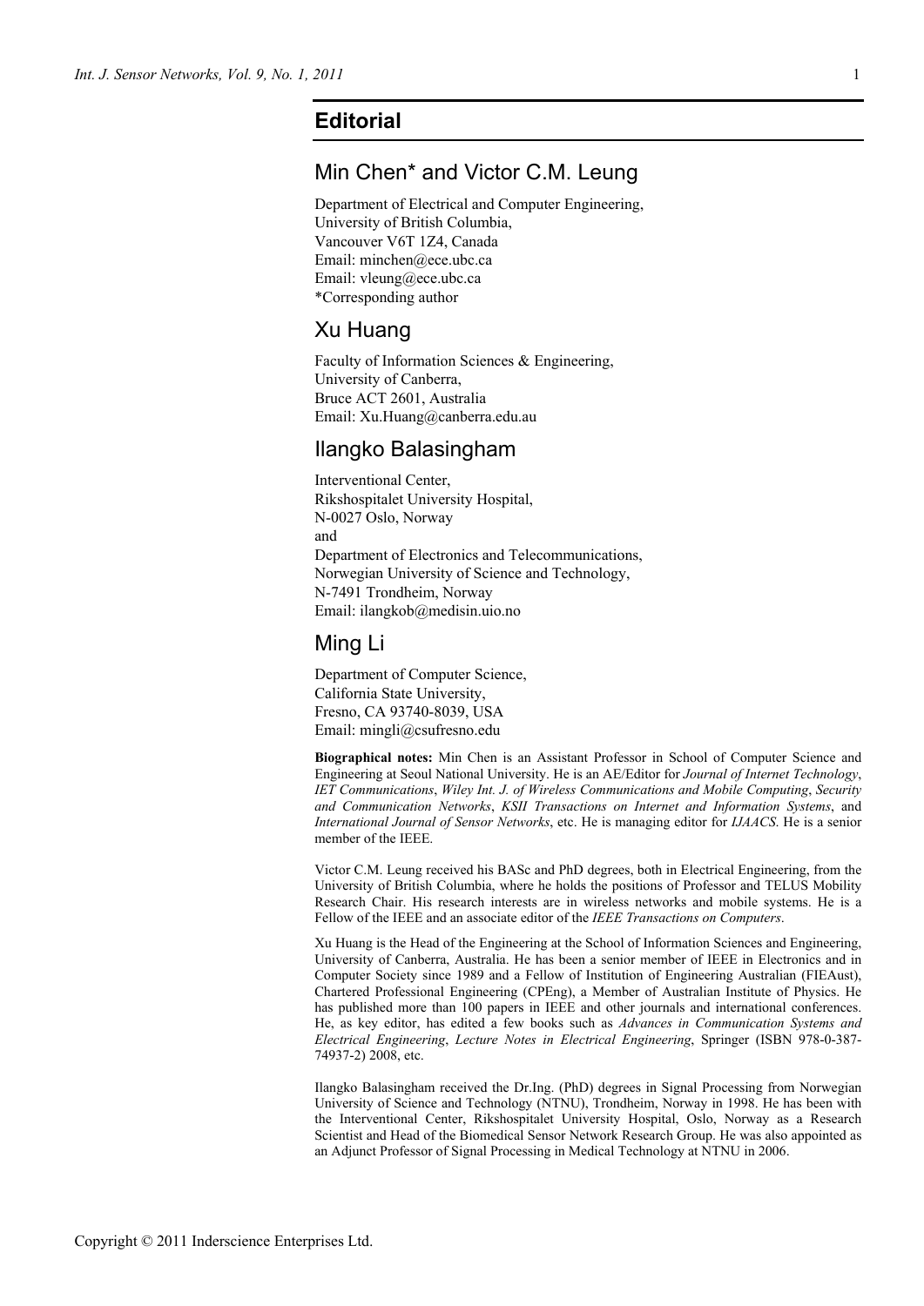# Editorial

## Min Chen* and Victor C.M. Leung

Department of Electrical and Computer Engineering,
University of British Columbia,
Vancouver V6T 1Z4, Canada
Email: minchen@ece.ubc.ca
Email: vleung@ece.ubc.ca
*Corresponding author

## Xu Huang

Faculty of Information Sciences & Engineering,
University of Canberra,
Bruce ACT 2601, Australia
Email: Xu.Huang@canberra.edu.au

## Ilangko Balasingham

Interventional Center,
Rikshospitalet University Hospital,
N-0027 Oslo, Norway
and
Department of Electronics and Telecommunications,
Norwegian University of Science and Technology,
N-7491 Trondheim, Norway
Email: ilangkob@medisin.uio.no

## Ming Li

Department of Computer Science,
California State University,
Fresno, CA 93740-8039, USA
Email: mingli@csufresno.edu

**Biographical notes:** Min Chen is an Assistant Professor in School of Computer Science and Engineering at Seoul National University. He is an AE/Editor for *Journal of Internet Technology*, *IET Communications*, *Wiley Int. J. of Wireless Communications and Mobile Computing*, *Security and Communication Networks*, *KSII Transactions on Internet and Information Systems*, and *International Journal of Sensor Networks*, etc. He is managing editor for *IJAACS*. He is a senior member of the IEEE.

Victor C.M. Leung received his BASc and PhD degrees, both in Electrical Engineering, from the University of British Columbia, where he holds the positions of Professor and TELUS Mobility Research Chair. His research interests are in wireless networks and mobile systems. He is a Fellow of the IEEE and an associate editor of the *IEEE Transactions on Computers*.

Xu Huang is the Head of the Engineering at the School of Information Sciences and Engineering, University of Canberra, Australia. He has been a senior member of IEEE in Electronics and in Computer Society since 1989 and a Fellow of Institution of Engineering Australian (FIEAust), Chartered Professional Engineering (CPEng), a Member of Australian Institute of Physics. He has published more than 100 papers in IEEE and other journals and international conferences. He, as key editor, has edited a few books such as *Advances in Communication Systems and Electrical Engineering*, *Lecture Notes in Electrical Engineering*, Springer (ISBN 978-0-387-74937-2) 2008, etc.

Ilangko Balasingham received the Dr.Ing. (PhD) degrees in Signal Processing from Norwegian University of Science and Technology (NTNU), Trondheim, Norway in 1998. He has been with the Interventional Center, Rikshospitalet University Hospital, Oslo, Norway as a Research Scientist and Head of the Biomedical Sensor Network Research Group. He was also appointed as an Adjunct Professor of Signal Processing in Medical Technology at NTNU in 2006.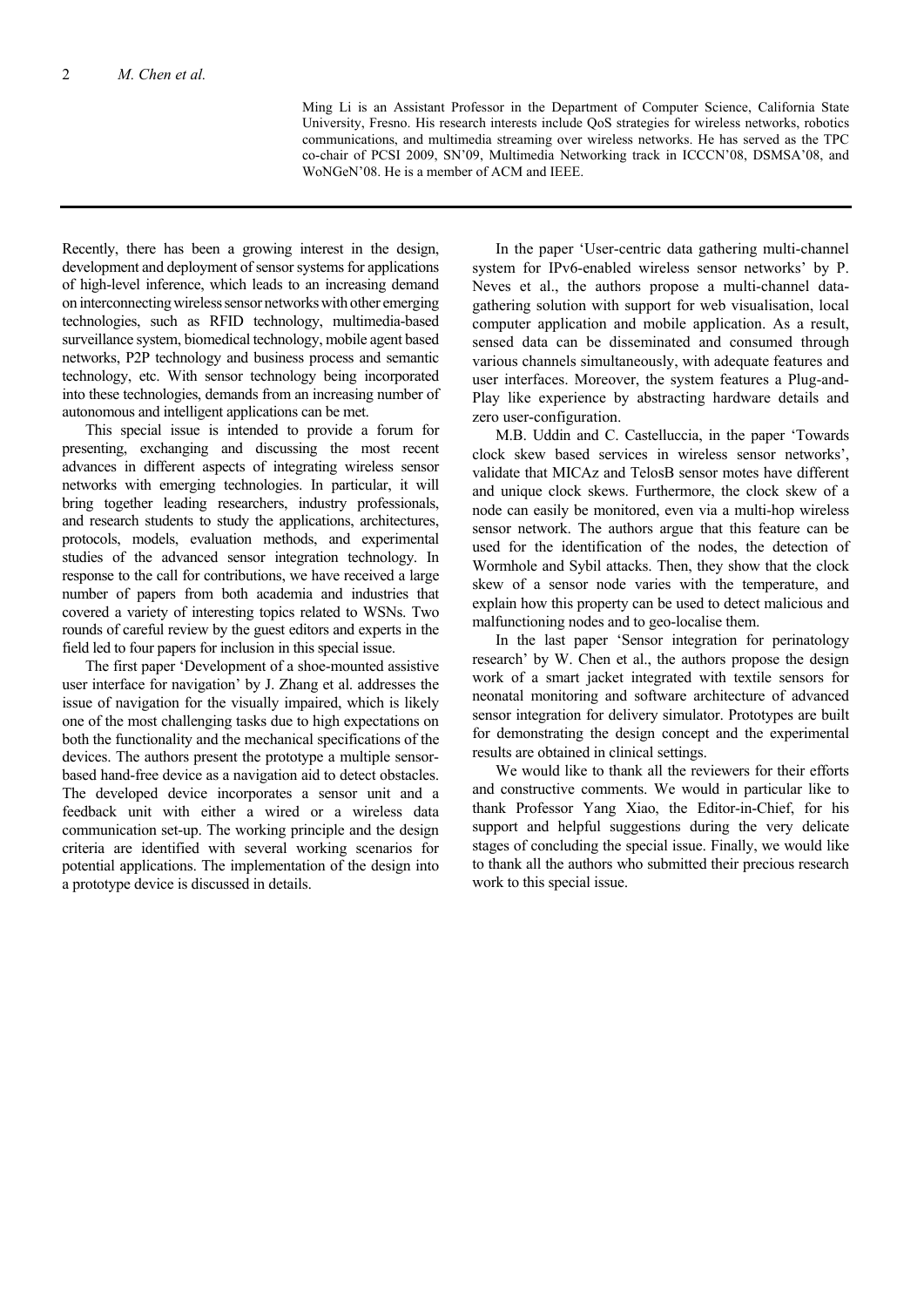Ming Li is an Assistant Professor in the Department of Computer Science, California State University, Fresno. His research interests include QoS strategies for wireless networks, robotics communications, and multimedia streaming over wireless networks. He has served as the TPC co-chair of PCSI 2009, SN'09, Multimedia Networking track in ICCCN'08, DSMSA'08, and WoNGeN'08. He is a member of ACM and IEEE.

---

Recently, there has been a growing interest in the design, development and deployment of sensor systems for applications of high-level inference, which leads to an increasing demand on interconnecting wireless sensor networks with other emerging technologies, such as RFID technology, multimedia-based surveillance system, biomedical technology, mobile agent based networks, P2P technology and business process and semantic technology, etc. With sensor technology being incorporated into these technologies, demands from an increasing number of autonomous and intelligent applications can be met.

This special issue is intended to provide a forum for presenting, exchanging and discussing the most recent advances in different aspects of integrating wireless sensor networks with emerging technologies. In particular, it will bring together leading researchers, industry professionals, and research students to study the applications, architectures, protocols, models, evaluation methods, and experimental studies of the advanced sensor integration technology. In response to the call for contributions, we have received a large number of papers from both academia and industries that covered a variety of interesting topics related to WSNs. Two rounds of careful review by the guest editors and experts in the field led to four papers for inclusion in this special issue.

The first paper 'Development of a shoe-mounted assistive user interface for navigation' by J. Zhang et al. addresses the issue of navigation for the visually impaired, which is likely one of the most challenging tasks due to high expectations on both the functionality and the mechanical specifications of the devices. The authors present the prototype a multiple sensor-based hand-free device as a navigation aid to detect obstacles. The developed device incorporates a sensor unit and a feedback unit with either a wired or a wireless data communication set-up. The working principle and the design criteria are identified with several working scenarios for potential applications. The implementation of the design into a prototype device is discussed in details.

In the paper 'User-centric data gathering multi-channel system for IPv6-enabled wireless sensor networks' by P. Neves et al., the authors propose a multi-channel data-gathering solution with support for web visualisation, local computer application and mobile application. As a result, sensed data can be disseminated and consumed through various channels simultaneously, with adequate features and user interfaces. Moreover, the system features a Plug-and-Play like experience by abstracting hardware details and zero user-configuration.

M.B. Uddin and C. Castelluccia, in the paper 'Towards clock skew based services in wireless sensor networks', validate that MICAz and TelosB sensor motes have different and unique clock skews. Furthermore, the clock skew of a node can easily be monitored, even via a multi-hop wireless sensor network. The authors argue that this feature can be used for the identification of the nodes, the detection of Wormhole and Sybil attacks. Then, they show that the clock skew of a sensor node varies with the temperature, and explain how this property can be used to detect malicious and malfunctioning nodes and to geo-localise them.

In the last paper 'Sensor integration for perinatology research' by W. Chen et al., the authors propose the design work of a smart jacket integrated with textile sensors for neonatal monitoring and software architecture of advanced sensor integration for delivery simulator. Prototypes are built for demonstrating the design concept and the experimental results are obtained in clinical settings.

We would like to thank all the reviewers for their efforts and constructive comments. We would in particular like to thank Professor Yang Xiao, the Editor-in-Chief, for his support and helpful suggestions during the very delicate stages of concluding the special issue. Finally, we would like to thank all the authors who submitted their precious research work to this special issue.